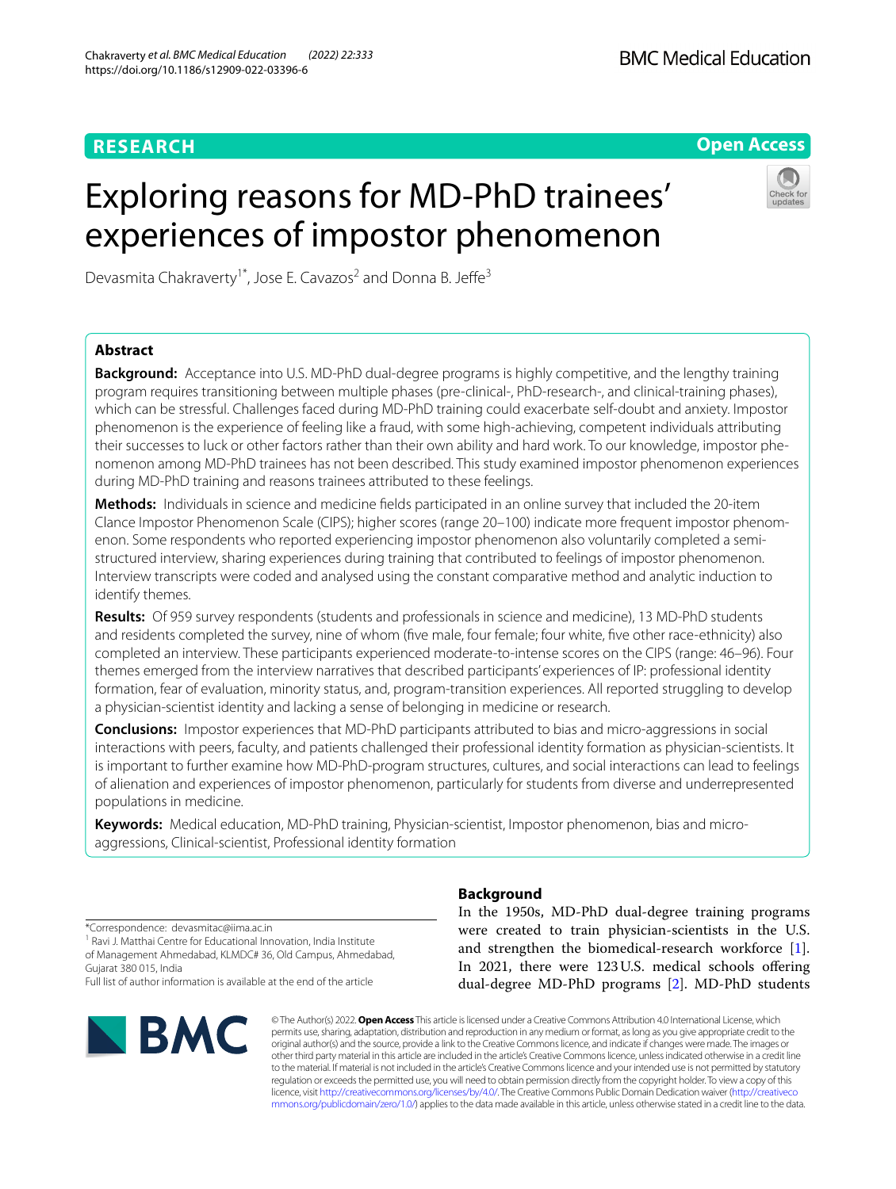RESEARCH

Open Access

# Exploring reasons for MD-PhD trainees' experiences of impostor phenomenon

Devasmita Chakraverty[1*], Jose E. Cavazos[2] and Donna B. Jeffe[3]

## Abstract

**Background:** Acceptance into U.S. MD-PhD dual-degree programs is highly competitive, and the lengthy training program requires transitioning between multiple phases (pre-clinical-, PhD-research-, and clinical-training phases), which can be stressful. Challenges faced during MD-PhD training could exacerbate self-doubt and anxiety. Impostor phenomenon is the experience of feeling like a fraud, with some high-achieving, competent individuals attributing their successes to luck or other factors rather than their own ability and hard work. To our knowledge, impostor phenomenon among MD-PhD trainees has not been described. This study examined impostor phenomenon experiences during MD-PhD training and reasons trainees attributed to these feelings.

**Methods:** Individuals in science and medicine fields participated in an online survey that included the 20-item Clance Impostor Phenomenon Scale (CIPS); higher scores (range 20–100) indicate more frequent impostor phenomenon. Some respondents who reported experiencing impostor phenomenon also voluntarily completed a semi-structured interview, sharing experiences during training that contributed to feelings of impostor phenomenon. Interview transcripts were coded and analysed using the constant comparative method and analytic induction to identify themes.

**Results:** Of 959 survey respondents (students and professionals in science and medicine), 13 MD-PhD students and residents completed the survey, nine of whom (five male, four female; four white, five other race-ethnicity) also completed an interview. These participants experienced moderate-to-intense scores on the CIPS (range: 46–96). Four themes emerged from the interview narratives that described participants' experiences of IP: professional identity formation, fear of evaluation, minority status, and, program-transition experiences. All reported struggling to develop a physician-scientist identity and lacking a sense of belonging in medicine or research.

**Conclusions:** Impostor experiences that MD-PhD participants attributed to bias and micro-aggressions in social interactions with peers, faculty, and patients challenged their professional identity formation as physician-scientists. It is important to further examine how MD-PhD-program structures, cultures, and social interactions can lead to feelings of alienation and experiences of impostor phenomenon, particularly for students from diverse and underrepresented populations in medicine.

**Keywords:** Medical education, MD-PhD training, Physician-scientist, Impostor phenomenon, bias and micro-aggressions, Clinical-scientist, Professional identity formation

*Correspondence: devasmitac@iima.ac.in

[1] Ravi J. Matthai Centre for Educational Innovation, India Institute of Management Ahmedabad, KLMDC# 36, Old Campus, Ahmedabad, Gujarat 380 015, India

Full list of author information is available at the end of the article

## Background

In the 1950s, MD-PhD dual-degree training programs were created to train physician-scientists in the U.S. and strengthen the biomedical-research workforce [1]. In 2021, there were 123 U.S. medical schools offering dual-degree MD-PhD programs [2]. MD-PhD students

© The Author(s) 2022. **Open Access** This article is licensed under a Creative Commons Attribution 4.0 International License, which permits use, sharing, adaptation, distribution and reproduction in any medium or format, as long as you give appropriate credit to the original author(s) and the source, provide a link to the Creative Commons licence, and indicate if changes were made. The images or other third party material in this article are included in the article's Creative Commons licence, unless indicated otherwise in a credit line to the material. If material is not included in the article's Creative Commons licence and your intended use is not permitted by statutory regulation or exceeds the permitted use, you will need to obtain permission directly from the copyright holder. To view a copy of this licence, visit http://creativecommons.org/licenses/by/4.0/. The Creative Commons Public Domain Dedication waiver (http://creativecommons.org/publicdomain/zero/1.0/) applies to the data made available in this article, unless otherwise stated in a credit line to the data.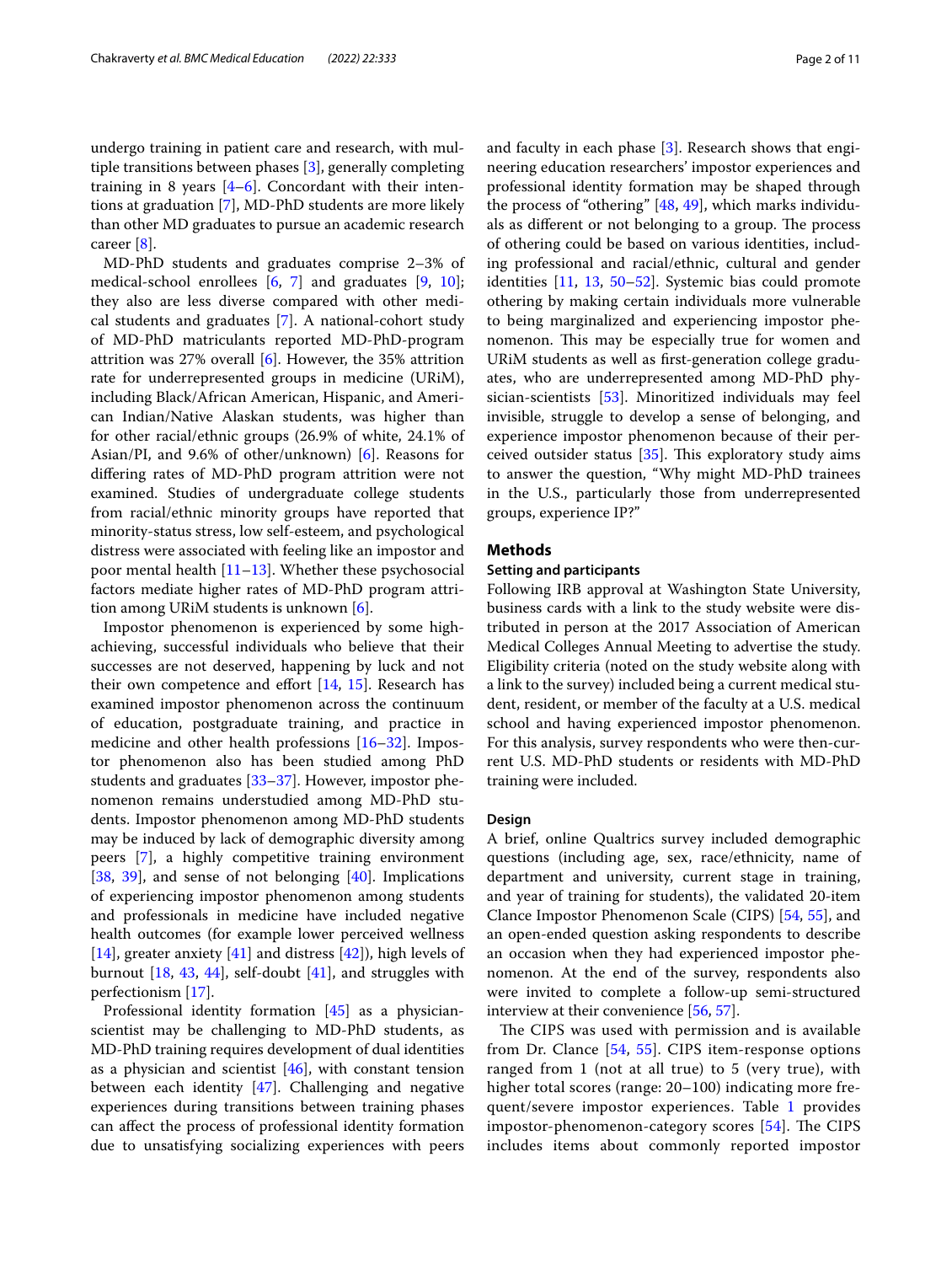undergo training in patient care and research, with multiple transitions between phases [3], generally completing training in 8 years [4–6]. Concordant with their intentions at graduation [7], MD-PhD students are more likely than other MD graduates to pursue an academic research career [8].

MD-PhD students and graduates comprise 2–3% of medical-school enrollees [6, 7] and graduates [9, 10]; they also are less diverse compared with other medical students and graduates [7]. A national-cohort study of MD-PhD matriculants reported MD-PhD-program attrition was 27% overall [6]. However, the 35% attrition rate for underrepresented groups in medicine (URiM), including Black/African American, Hispanic, and American Indian/Native Alaskan students, was higher than for other racial/ethnic groups (26.9% of white, 24.1% of Asian/PI, and 9.6% of other/unknown) [6]. Reasons for differing rates of MD-PhD program attrition were not examined. Studies of undergraduate college students from racial/ethnic minority groups have reported that minority-status stress, low self-esteem, and psychological distress were associated with feeling like an impostor and poor mental health [11–13]. Whether these psychosocial factors mediate higher rates of MD-PhD program attrition among URiM students is unknown [6].

Impostor phenomenon is experienced by some high-achieving, successful individuals who believe that their successes are not deserved, happening by luck and not their own competence and effort [14, 15]. Research has examined impostor phenomenon across the continuum of education, postgraduate training, and practice in medicine and other health professions [16–32]. Impostor phenomenon also has been studied among PhD students and graduates [33–37]. However, impostor phenomenon remains understudied among MD-PhD students. Impostor phenomenon among MD-PhD students may be induced by lack of demographic diversity among peers [7], a highly competitive training environment [38, 39], and sense of not belonging [40]. Implications of experiencing impostor phenomenon among students and professionals in medicine have included negative health outcomes (for example lower perceived wellness [14], greater anxiety [41] and distress [42]), high levels of burnout [18, 43, 44], self-doubt [41], and struggles with perfectionism [17].

Professional identity formation [45] as a physician-scientist may be challenging to MD-PhD students, as MD-PhD training requires development of dual identities as a physician and scientist [46], with constant tension between each identity [47]. Challenging and negative experiences during transitions between training phases can affect the process of professional identity formation due to unsatisfying socializing experiences with peers and faculty in each phase [3]. Research shows that engineering education researchers' impostor experiences and professional identity formation may be shaped through the process of "othering" [48, 49], which marks individuals as different or not belonging to a group. The process of othering could be based on various identities, including professional and racial/ethnic, cultural and gender identities [11, 13, 50–52]. Systemic bias could promote othering by making certain individuals more vulnerable to being marginalized and experiencing impostor phenomenon. This may be especially true for women and URiM students as well as first-generation college graduates, who are underrepresented among MD-PhD physician-scientists [53]. Minoritized individuals may feel invisible, struggle to develop a sense of belonging, and experience impostor phenomenon because of their perceived outsider status [35]. This exploratory study aims to answer the question, "Why might MD-PhD trainees in the U.S., particularly those from underrepresented groups, experience IP?"

## Methods

### Setting and participants

Following IRB approval at Washington State University, business cards with a link to the study website were distributed in person at the 2017 Association of American Medical Colleges Annual Meeting to advertise the study. Eligibility criteria (noted on the study website along with a link to the survey) included being a current medical student, resident, or member of the faculty at a U.S. medical school and having experienced impostor phenomenon. For this analysis, survey respondents who were then-current U.S. MD-PhD students or residents with MD-PhD training were included.

### Design

A brief, online Qualtrics survey included demographic questions (including age, sex, race/ethnicity, name of department and university, current stage in training, and year of training for students), the validated 20-item Clance Impostor Phenomenon Scale (CIPS) [54, 55], and an open-ended question asking respondents to describe an occasion when they had experienced impostor phenomenon. At the end of the survey, respondents also were invited to complete a follow-up semi-structured interview at their convenience [56, 57].

The CIPS was used with permission and is available from Dr. Clance [54, 55]. CIPS item-response options ranged from 1 (not at all true) to 5 (very true), with higher total scores (range: 20–100) indicating more frequent/severe impostor experiences. Table 1 provides impostor-phenomenon-category scores [54]. The CIPS includes items about commonly reported impostor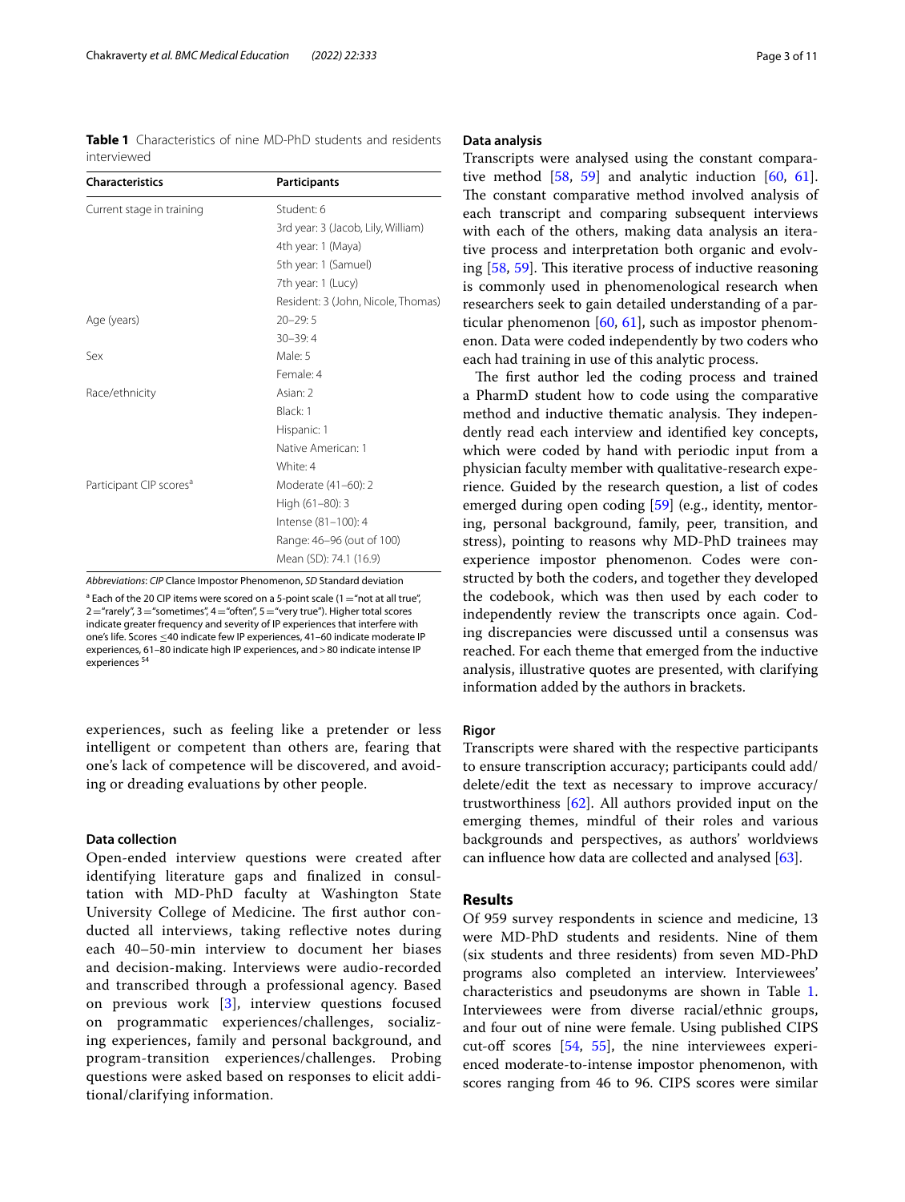**Table 1** Characteristics of nine MD-PhD students and residents interviewed

| Characteristics | Participants |
|---|---|
| Current stage in training | Student: 6 |
| | 3rd year: 3 (Jacob, Lily, William) |
| | 4th year: 1 (Maya) |
| | 5th year: 1 (Samuel) |
| | 7th year: 1 (Lucy) |
| | Resident: 3 (John, Nicole, Thomas) |
| Age (years) | 20–29: 5 |
| | 30–39: 4 |
| Sex | Male: 5 |
| | Female: 4 |
| Race/ethnicity | Asian: 2 |
| | Black: 1 |
| | Hispanic: 1 |
| | Native American: 1 |
| | White: 4 |
| Participant CIP scores[a] | Moderate (41–60): 2 |
| | High (61–80): 3 |
| | Intense (81–100): 4 |
| | Range: 46–96 (out of 100) |
| | Mean (SD): 74.1 (16.9) |

*Abbreviations*: *CIP* Clance Impostor Phenomenon, *SD* Standard deviation

[a] Each of the 20 CIP items were scored on a 5-point scale (1 = "not at all true", 2 = "rarely", 3 = "sometimes", 4 = "often", 5 = "very true"). Higher total scores indicate greater frequency and severity of IP experiences that interfere with one's life. Scores ≤40 indicate few IP experiences, 41–60 indicate moderate IP experiences, 61–80 indicate high IP experiences, and > 80 indicate intense IP experiences [54]

experiences, such as feeling like a pretender or less intelligent or competent than others are, fearing that one's lack of competence will be discovered, and avoiding or dreading evaluations by other people.

### Data collection

Open-ended interview questions were created after identifying literature gaps and finalized in consultation with MD-PhD faculty at Washington State University College of Medicine. The first author conducted all interviews, taking reflective notes during each 40–50-min interview to document her biases and decision-making. Interviews were audio-recorded and transcribed through a professional agency. Based on previous work [3], interview questions focused on programmatic experiences/challenges, socializing experiences, family and personal background, and program-transition experiences/challenges. Probing questions were asked based on responses to elicit additional/clarifying information.

### Data analysis

Transcripts were analysed using the constant comparative method [58, 59] and analytic induction [60, 61]. The constant comparative method involved analysis of each transcript and comparing subsequent interviews with each of the others, making data analysis an iterative process and interpretation both organic and evolving [58, 59]. This iterative process of inductive reasoning is commonly used in phenomenological research when researchers seek to gain detailed understanding of a particular phenomenon [60, 61], such as impostor phenomenon. Data were coded independently by two coders who each had training in use of this analytic process.

The first author led the coding process and trained a PharmD student how to code using the comparative method and inductive thematic analysis. They independently read each interview and identified key concepts, which were coded by hand with periodic input from a physician faculty member with qualitative-research experience. Guided by the research question, a list of codes emerged during open coding [59] (e.g., identity, mentoring, personal background, family, peer, transition, and stress), pointing to reasons why MD-PhD trainees may experience impostor phenomenon. Codes were constructed by both the coders, and together they developed the codebook, which was then used by each coder to independently review the transcripts once again. Coding discrepancies were discussed until a consensus was reached. For each theme that emerged from the inductive analysis, illustrative quotes are presented, with clarifying information added by the authors in brackets.

### Rigor

Transcripts were shared with the respective participants to ensure transcription accuracy; participants could add/delete/edit the text as necessary to improve accuracy/trustworthiness [62]. All authors provided input on the emerging themes, mindful of their roles and various backgrounds and perspectives, as authors' worldviews can influence how data are collected and analysed [63].

## Results

Of 959 survey respondents in science and medicine, 13 were MD-PhD students and residents. Nine of them (six students and three residents) from seven MD-PhD programs also completed an interview. Interviewees' characteristics and pseudonyms are shown in Table 1. Interviewees were from diverse racial/ethnic groups, and four out of nine were female. Using published CIPS cut-off scores [54, 55], the nine interviewees experienced moderate-to-intense impostor phenomenon, with scores ranging from 46 to 96. CIPS scores were similar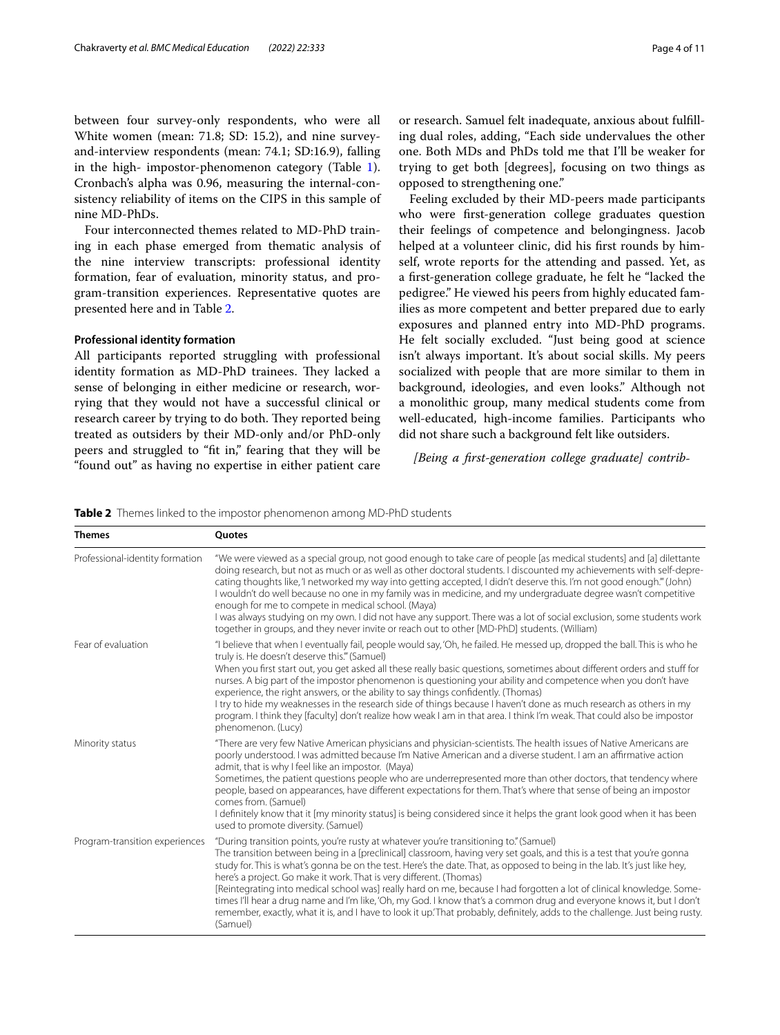between four survey-only respondents, who were all White women (mean: 71.8; SD: 15.2), and nine survey-and-interview respondents (mean: 74.1; SD:16.9), falling in the high- impostor-phenomenon category (Table 1). Cronbach's alpha was 0.96, measuring the internal-consistency reliability of items on the CIPS in this sample of nine MD-PhDs.

Four interconnected themes related to MD-PhD training in each phase emerged from thematic analysis of the nine interview transcripts: professional identity formation, fear of evaluation, minority status, and program-transition experiences. Representative quotes are presented here and in Table 2.

### Professional identity formation

All participants reported struggling with professional identity formation as MD-PhD trainees. They lacked a sense of belonging in either medicine or research, worrying that they would not have a successful clinical or research career by trying to do both. They reported being treated as outsiders by their MD-only and/or PhD-only peers and struggled to "fit in," fearing that they will be "found out" as having no expertise in either patient care or research. Samuel felt inadequate, anxious about fulfilling dual roles, adding, "Each side undervalues the other one. Both MDs and PhDs told me that I'll be weaker for trying to get both [degrees], focusing on two things as opposed to strengthening one."

Feeling excluded by their MD-peers made participants who were first-generation college graduates question their feelings of competence and belongingness. Jacob helped at a volunteer clinic, did his first rounds by himself, wrote reports for the attending and passed. Yet, as a first-generation college graduate, he felt he "lacked the pedigree." He viewed his peers from highly educated families as more competent and better prepared due to early exposures and planned entry into MD-PhD programs. He felt socially excluded. "Just being good at science isn't always important. It's about social skills. My peers socialized with people that are more similar to them in background, ideologies, and even looks." Although not a monolithic group, many medical students come from well-educated, high-income families. Participants who did not share such a background felt like outsiders.

*[Being a first-generation college graduate] contrib-*

**Table 2** Themes linked to the impostor phenomenon among MD-PhD students

| Themes | Quotes |
|---|---|
| Professional-identity formation | "We were viewed as a special group, not good enough to take care of people [as medical students] and [a] dilettante doing research, but not as much or as well as other doctoral students. I discounted my achievements with self-deprecating thoughts like, 'I networked my way into getting accepted, I didn't deserve this. I'm not good enough.'" (John)<br>I wouldn't do well because no one in my family was in medicine, and my undergraduate degree wasn't competitive enough for me to compete in medical school. (Maya)<br>I was always studying on my own. I did not have any support. There was a lot of social exclusion, some students work together in groups, and they never invite or reach out to other [MD-PhD] students. (William) |
| Fear of evaluation | "I believe that when I eventually fail, people would say, 'Oh, he failed. He messed up, dropped the ball. This is who he truly is. He doesn't deserve this.'" (Samuel)<br>When you first start out, you get asked all these really basic questions, sometimes about different orders and stuff for nurses. A big part of the impostor phenomenon is questioning your ability and competence when you don't have experience, the right answers, or the ability to say things confidently. (Thomas)<br>I try to hide my weaknesses in the research side of things because I haven't done as much research as others in my program. I think they [faculty] don't realize how weak I am in that area. I think I'm weak. That could also be impostor phenomenon. (Lucy) |
| Minority status | "There are very few Native American physicians and physician-scientists. The health issues of Native Americans are poorly understood. I was admitted because I'm Native American and a diverse student. I am an affirmative action admit, that is why I feel like an impostor. (Maya)<br>Sometimes, the patient questions people who are underrepresented more than other doctors, that tendency where people, based on appearances, have different expectations for them. That's where that sense of being an impostor comes from. (Samuel)<br>I definitely know that it [my minority status] is being considered since it helps the grant look good when it has been used to promote diversity. (Samuel) |
| Program-transition experiences | "During transition points, you're rusty at whatever you're transitioning to." (Samuel)<br>The transition between being in a [preclinical] classroom, having very set goals, and this is a test that you're gonna study for. This is what's gonna be on the test. Here's the date. That, as opposed to being in the lab. It's just like hey, here's a project. Go make it work. That is very different. (Thomas)<br>[Reintegrating into medical school was] really hard on me, because I had forgotten a lot of clinical knowledge. Sometimes I'll hear a drug name and I'm like, 'Oh, my God. I know that's a common drug and everyone knows it, but I don't remember, exactly, what it is, and I have to look it up.' That probably, definitely, adds to the challenge. Just being rusty. (Samuel) |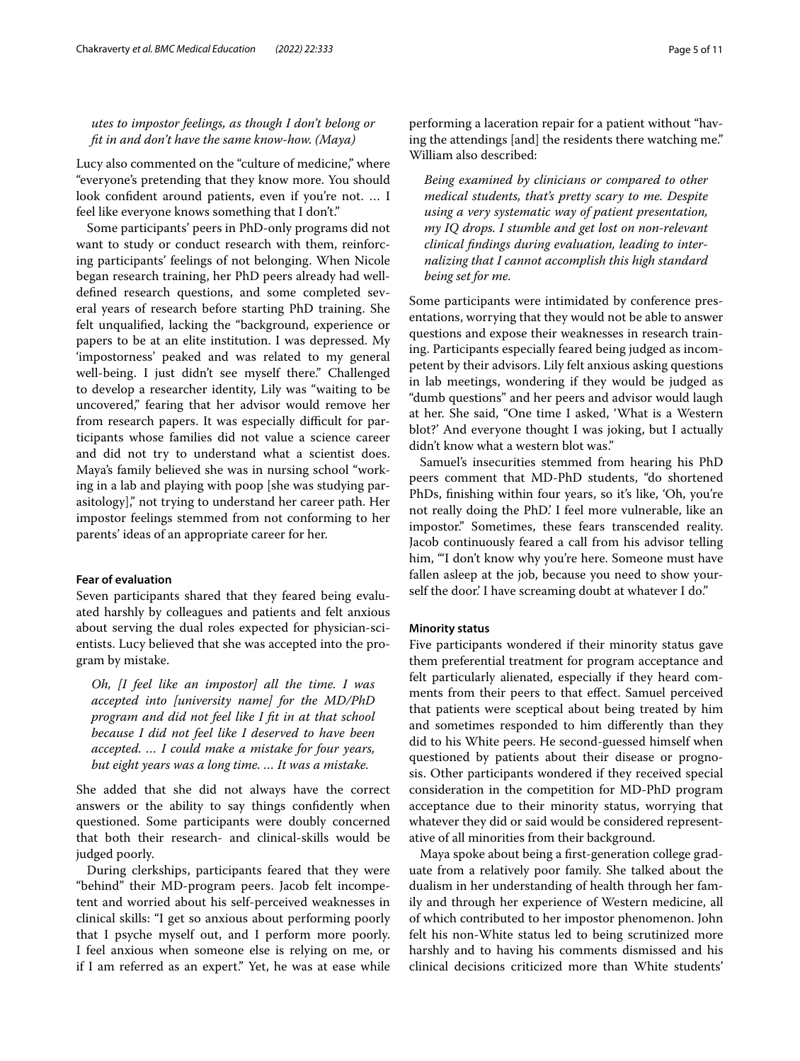*utes to impostor feelings, as though I don't belong or fit in and don't have the same know-how. (Maya)*

Lucy also commented on the "culture of medicine," where "everyone's pretending that they know more. You should look confident around patients, even if you're not. … I feel like everyone knows something that I don't."

Some participants' peers in PhD-only programs did not want to study or conduct research with them, reinforcing participants' feelings of not belonging. When Nicole began research training, her PhD peers already had well-defined research questions, and some completed several years of research before starting PhD training. She felt unqualified, lacking the "background, experience or papers to be at an elite institution. I was depressed. My 'impostorness' peaked and was related to my general well-being. I just didn't see myself there." Challenged to develop a researcher identity, Lily was "waiting to be uncovered," fearing that her advisor would remove her from research papers. It was especially difficult for participants whose families did not value a science career and did not try to understand what a scientist does. Maya's family believed she was in nursing school "working in a lab and playing with poop [she was studying parasitology]," not trying to understand her career path. Her impostor feelings stemmed from not conforming to her parents' ideas of an appropriate career for her.

#### Fear of evaluation

Seven participants shared that they feared being evaluated harshly by colleagues and patients and felt anxious about serving the dual roles expected for physician-scientists. Lucy believed that she was accepted into the program by mistake.

> *Oh, [I feel like an impostor] all the time. I was accepted into [university name] for the MD/PhD program and did not feel like I fit in at that school because I did not feel like I deserved to have been accepted. … I could make a mistake for four years, but eight years was a long time. … It was a mistake.*

She added that she did not always have the correct answers or the ability to say things confidently when questioned. Some participants were doubly concerned that both their research- and clinical-skills would be judged poorly.

During clerkships, participants feared that they were "behind" their MD-program peers. Jacob felt incompetent and worried about his self-perceived weaknesses in clinical skills: "I get so anxious about performing poorly that I psyche myself out, and I perform more poorly. I feel anxious when someone else is relying on me, or if I am referred as an expert." Yet, he was at ease while performing a laceration repair for a patient without "having the attendings [and] the residents there watching me." William also described:

> *Being examined by clinicians or compared to other medical students, that's pretty scary to me. Despite using a very systematic way of patient presentation, my IQ drops. I stumble and get lost on non-relevant clinical findings during evaluation, leading to internalizing that I cannot accomplish this high standard being set for me.*

Some participants were intimidated by conference presentations, worrying that they would not be able to answer questions and expose their weaknesses in research training. Participants especially feared being judged as incompetent by their advisors. Lily felt anxious asking questions in lab meetings, wondering if they would be judged as "dumb questions" and her peers and advisor would laugh at her. She said, "One time I asked, 'What is a Western blot?' And everyone thought I was joking, but I actually didn't know what a western blot was."

Samuel's insecurities stemmed from hearing his PhD peers comment that MD-PhD students, "do shortened PhDs, finishing within four years, so it's like, 'Oh, you're not really doing the PhD.' I feel more vulnerable, like an impostor." Sometimes, these fears transcended reality. Jacob continuously feared a call from his advisor telling him, "'I don't know why you're here. Someone must have fallen asleep at the job, because you need to show yourself the door.' I have screaming doubt at whatever I do."

#### Minority status

Five participants wondered if their minority status gave them preferential treatment for program acceptance and felt particularly alienated, especially if they heard comments from their peers to that effect. Samuel perceived that patients were sceptical about being treated by him and sometimes responded to him differently than they did to his White peers. He second-guessed himself when questioned by patients about their disease or prognosis. Other participants wondered if they received special consideration in the competition for MD-PhD program acceptance due to their minority status, worrying that whatever they did or said would be considered representative of all minorities from their background.

Maya spoke about being a first-generation college graduate from a relatively poor family. She talked about the dualism in her understanding of health through her family and through her experience of Western medicine, all of which contributed to her impostor phenomenon. John felt his non-White status led to being scrutinized more harshly and to having his comments dismissed and his clinical decisions criticized more than White students'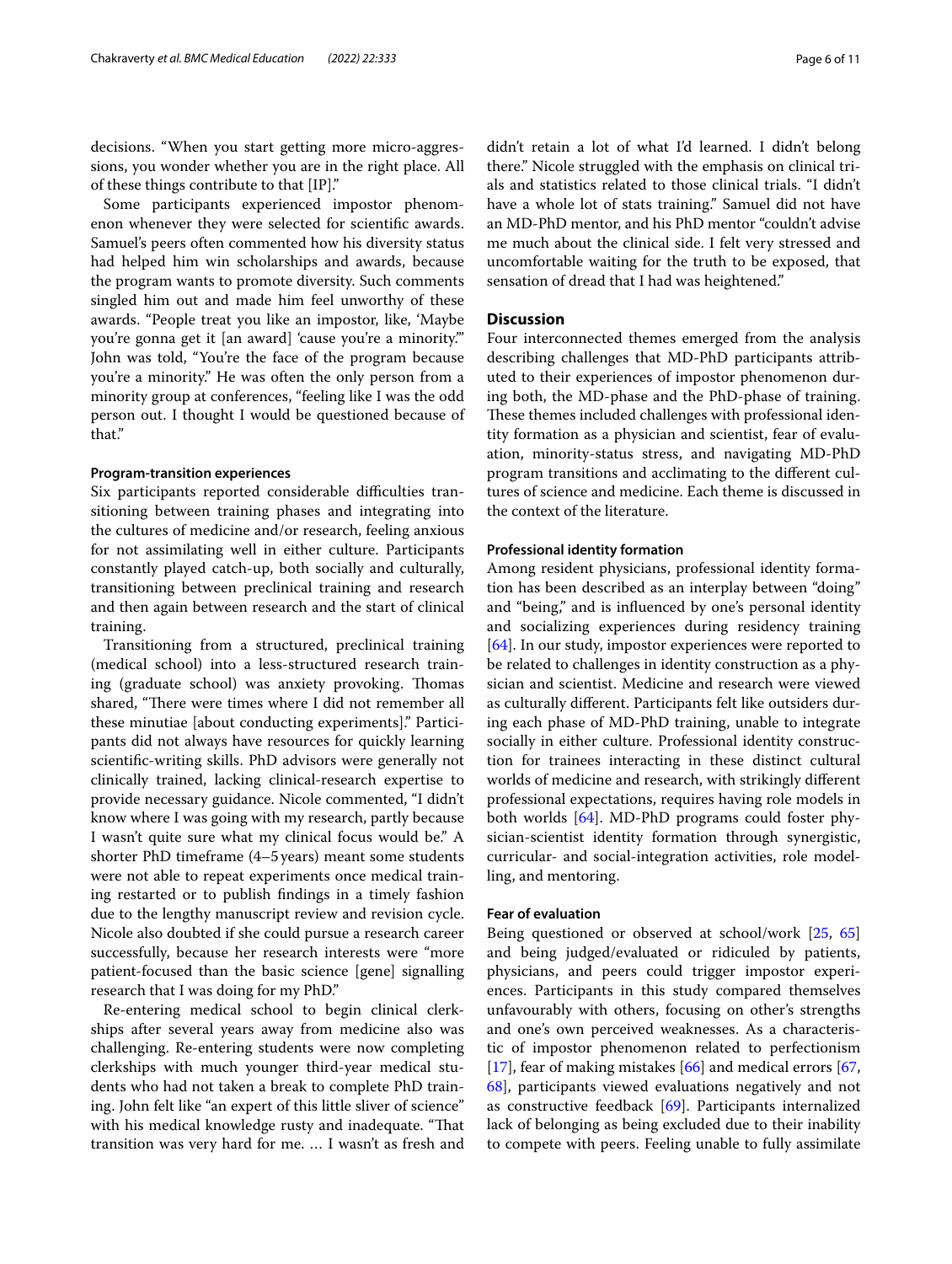decisions. "When you start getting more micro-aggressions, you wonder whether you are in the right place. All of these things contribute to that [IP]."

Some participants experienced impostor phenomenon whenever they were selected for scientific awards. Samuel's peers often commented how his diversity status had helped him win scholarships and awards, because the program wants to promote diversity. Such comments singled him out and made him feel unworthy of these awards. "People treat you like an impostor, like, 'Maybe you're gonna get it [an award] 'cause you're a minority.'" John was told, "You're the face of the program because you're a minority." He was often the only person from a minority group at conferences, "feeling like I was the odd person out. I thought I would be questioned because of that."

#### Program-transition experiences

Six participants reported considerable difficulties transitioning between training phases and integrating into the cultures of medicine and/or research, feeling anxious for not assimilating well in either culture. Participants constantly played catch-up, both socially and culturally, transitioning between preclinical training and research and then again between research and the start of clinical training.

Transitioning from a structured, preclinical training (medical school) into a less-structured research training (graduate school) was anxiety provoking. Thomas shared, "There were times where I did not remember all these minutiae [about conducting experiments]." Participants did not always have resources for quickly learning scientific-writing skills. PhD advisors were generally not clinically trained, lacking clinical-research expertise to provide necessary guidance. Nicole commented, "I didn't know where I was going with my research, partly because I wasn't quite sure what my clinical focus would be." A shorter PhD timeframe (4–5 years) meant some students were not able to repeat experiments once medical training restarted or to publish findings in a timely fashion due to the lengthy manuscript review and revision cycle. Nicole also doubted if she could pursue a research career successfully, because her research interests were "more patient-focused than the basic science [gene] signalling research that I was doing for my PhD."

Re-entering medical school to begin clinical clerkships after several years away from medicine also was challenging. Re-entering students were now completing clerkships with much younger third-year medical students who had not taken a break to complete PhD training. John felt like "an expert of this little sliver of science" with his medical knowledge rusty and inadequate. "That transition was very hard for me. … I wasn't as fresh and didn't retain a lot of what I'd learned. I didn't belong there." Nicole struggled with the emphasis on clinical trials and statistics related to those clinical trials. "I didn't have a whole lot of stats training." Samuel did not have an MD-PhD mentor, and his PhD mentor "couldn't advise me much about the clinical side. I felt very stressed and uncomfortable waiting for the truth to be exposed, that sensation of dread that I had was heightened."

## Discussion

Four interconnected themes emerged from the analysis describing challenges that MD-PhD participants attributed to their experiences of impostor phenomenon during both, the MD-phase and the PhD-phase of training. These themes included challenges with professional identity formation as a physician and scientist, fear of evaluation, minority-status stress, and navigating MD-PhD program transitions and acclimating to the different cultures of science and medicine. Each theme is discussed in the context of the literature.

#### Professional identity formation

Among resident physicians, professional identity formation has been described as an interplay between "doing" and "being," and is influenced by one's personal identity and socializing experiences during residency training [64]. In our study, impostor experiences were reported to be related to challenges in identity construction as a physician and scientist. Medicine and research were viewed as culturally different. Participants felt like outsiders during each phase of MD-PhD training, unable to integrate socially in either culture. Professional identity construction for trainees interacting in these distinct cultural worlds of medicine and research, with strikingly different professional expectations, requires having role models in both worlds [64]. MD-PhD programs could foster physician-scientist identity formation through synergistic, curricular- and social-integration activities, role modelling, and mentoring.

#### Fear of evaluation

Being questioned or observed at school/work [25, 65] and being judged/evaluated or ridiculed by patients, physicians, and peers could trigger impostor experiences. Participants in this study compared themselves unfavourably with others, focusing on other's strengths and one's own perceived weaknesses. As a characteristic of impostor phenomenon related to perfectionism [17], fear of making mistakes [66] and medical errors [67, 68], participants viewed evaluations negatively and not as constructive feedback [69]. Participants internalized lack of belonging as being excluded due to their inability to compete with peers. Feeling unable to fully assimilate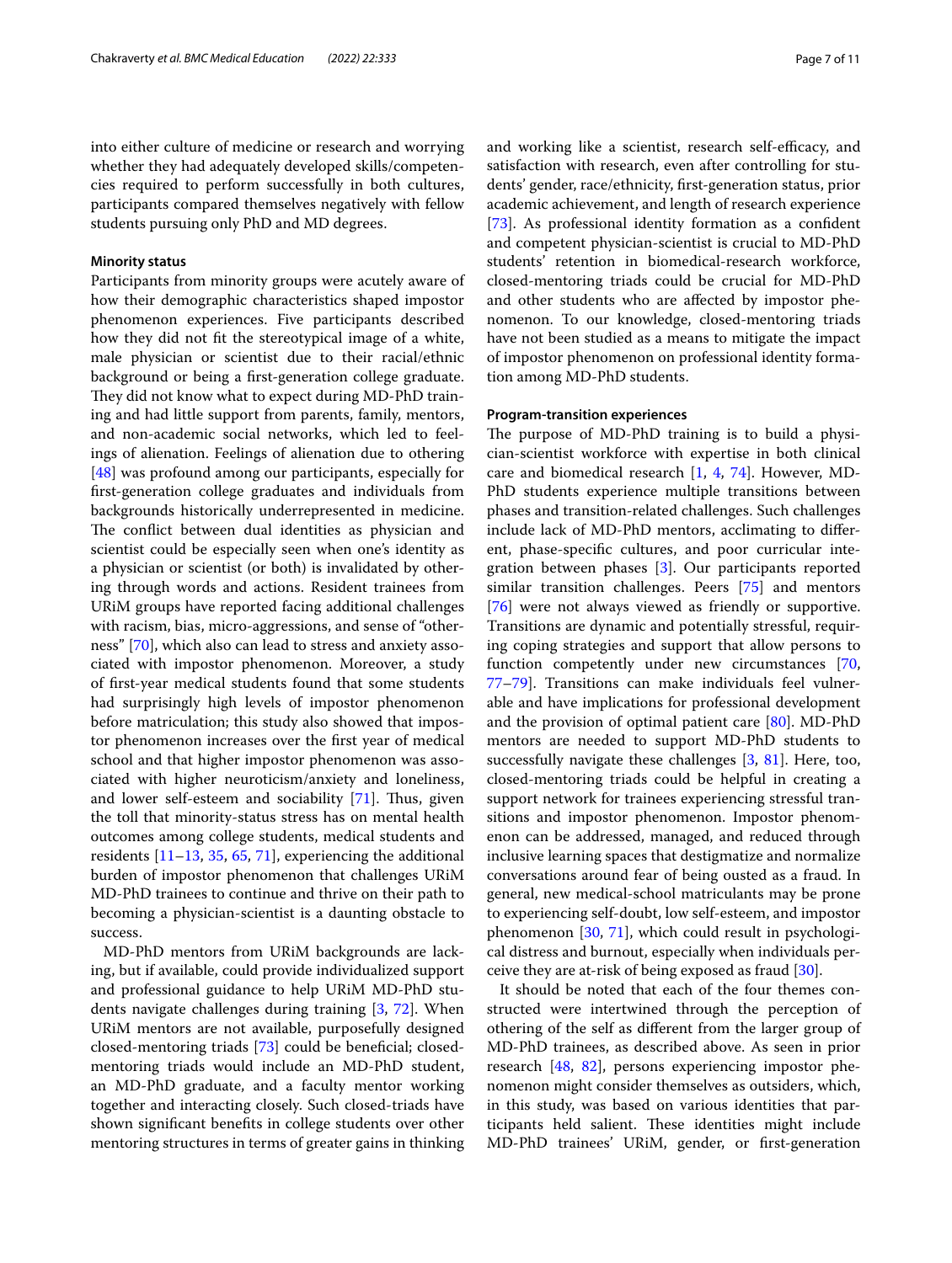into either culture of medicine or research and worrying whether they had adequately developed skills/competencies required to perform successfully in both cultures, participants compared themselves negatively with fellow students pursuing only PhD and MD degrees.

#### Minority status

Participants from minority groups were acutely aware of how their demographic characteristics shaped impostor phenomenon experiences. Five participants described how they did not fit the stereotypical image of a white, male physician or scientist due to their racial/ethnic background or being a first-generation college graduate. They did not know what to expect during MD-PhD training and had little support from parents, family, mentors, and non-academic social networks, which led to feelings of alienation. Feelings of alienation due to othering [48] was profound among our participants, especially for first-generation college graduates and individuals from backgrounds historically underrepresented in medicine. The conflict between dual identities as physician and scientist could be especially seen when one's identity as a physician or scientist (or both) is invalidated by othering through words and actions. Resident trainees from URiM groups have reported facing additional challenges with racism, bias, micro-aggressions, and sense of "otherness" [70], which also can lead to stress and anxiety associated with impostor phenomenon. Moreover, a study of first-year medical students found that some students had surprisingly high levels of impostor phenomenon before matriculation; this study also showed that impostor phenomenon increases over the first year of medical school and that higher impostor phenomenon was associated with higher neuroticism/anxiety and loneliness, and lower self-esteem and sociability [71]. Thus, given the toll that minority-status stress has on mental health outcomes among college students, medical students and residents [11–13, 35, 65, 71], experiencing the additional burden of impostor phenomenon that challenges URiM MD-PhD trainees to continue and thrive on their path to becoming a physician-scientist is a daunting obstacle to success.

MD-PhD mentors from URiM backgrounds are lacking, but if available, could provide individualized support and professional guidance to help URiM MD-PhD students navigate challenges during training [3, 72]. When URiM mentors are not available, purposefully designed closed-mentoring triads [73] could be beneficial; closed-mentoring triads would include an MD-PhD student, an MD-PhD graduate, and a faculty mentor working together and interacting closely. Such closed-triads have shown significant benefits in college students over other mentoring structures in terms of greater gains in thinking and working like a scientist, research self-efficacy, and satisfaction with research, even after controlling for students' gender, race/ethnicity, first-generation status, prior academic achievement, and length of research experience [73]. As professional identity formation as a confident and competent physician-scientist is crucial to MD-PhD students' retention in biomedical-research workforce, closed-mentoring triads could be crucial for MD-PhD and other students who are affected by impostor phenomenon. To our knowledge, closed-mentoring triads have not been studied as a means to mitigate the impact of impostor phenomenon on professional identity formation among MD-PhD students.

#### Program-transition experiences

The purpose of MD-PhD training is to build a physician-scientist workforce with expertise in both clinical care and biomedical research [1, 4, 74]. However, MD-PhD students experience multiple transitions between phases and transition-related challenges. Such challenges include lack of MD-PhD mentors, acclimating to different, phase-specific cultures, and poor curricular integration between phases [3]. Our participants reported similar transition challenges. Peers [75] and mentors [76] were not always viewed as friendly or supportive. Transitions are dynamic and potentially stressful, requiring coping strategies and support that allow persons to function competently under new circumstances [70, 77–79]. Transitions can make individuals feel vulnerable and have implications for professional development and the provision of optimal patient care [80]. MD-PhD mentors are needed to support MD-PhD students to successfully navigate these challenges [3, 81]. Here, too, closed-mentoring triads could be helpful in creating a support network for trainees experiencing stressful transitions and impostor phenomenon. Impostor phenomenon can be addressed, managed, and reduced through inclusive learning spaces that destigmatize and normalize conversations around fear of being ousted as a fraud. In general, new medical-school matriculants may be prone to experiencing self-doubt, low self-esteem, and impostor phenomenon [30, 71], which could result in psychological distress and burnout, especially when individuals perceive they are at-risk of being exposed as fraud [30].

It should be noted that each of the four themes constructed were intertwined through the perception of othering of the self as different from the larger group of MD-PhD trainees, as described above. As seen in prior research [48, 82], persons experiencing impostor phenomenon might consider themselves as outsiders, which, in this study, was based on various identities that participants held salient. These identities might include MD-PhD trainees' URiM, gender, or first-generation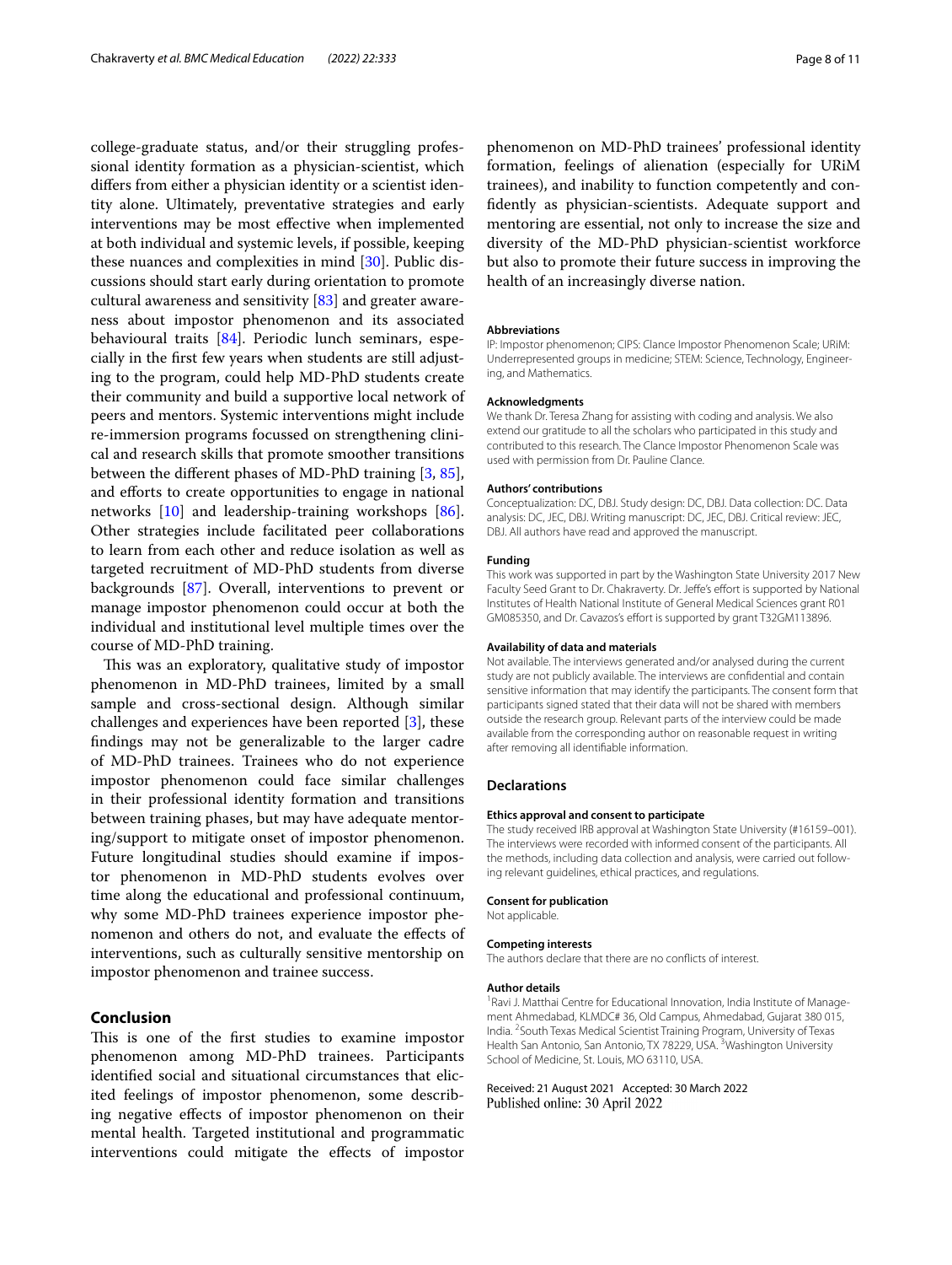college-graduate status, and/or their struggling professional identity formation as a physician-scientist, which differs from either a physician identity or a scientist identity alone. Ultimately, preventative strategies and early interventions may be most effective when implemented at both individual and systemic levels, if possible, keeping these nuances and complexities in mind [30]. Public discussions should start early during orientation to promote cultural awareness and sensitivity [83] and greater awareness about impostor phenomenon and its associated behavioural traits [84]. Periodic lunch seminars, especially in the first few years when students are still adjusting to the program, could help MD-PhD students create their community and build a supportive local network of peers and mentors. Systemic interventions might include re-immersion programs focussed on strengthening clinical and research skills that promote smoother transitions between the different phases of MD-PhD training [3, 85], and efforts to create opportunities to engage in national networks [10] and leadership-training workshops [86]. Other strategies include facilitated peer collaborations to learn from each other and reduce isolation as well as targeted recruitment of MD-PhD students from diverse backgrounds [87]. Overall, interventions to prevent or manage impostor phenomenon could occur at both the individual and institutional level multiple times over the course of MD-PhD training.

This was an exploratory, qualitative study of impostor phenomenon in MD-PhD trainees, limited by a small sample and cross-sectional design. Although similar challenges and experiences have been reported [3], these findings may not be generalizable to the larger cadre of MD-PhD trainees. Trainees who do not experience impostor phenomenon could face similar challenges in their professional identity formation and transitions between training phases, but may have adequate mentoring/support to mitigate onset of impostor phenomenon. Future longitudinal studies should examine if impostor phenomenon in MD-PhD students evolves over time along the educational and professional continuum, why some MD-PhD trainees experience impostor phenomenon and others do not, and evaluate the effects of interventions, such as culturally sensitive mentorship on impostor phenomenon and trainee success.

## Conclusion

This is one of the first studies to examine impostor phenomenon among MD-PhD trainees. Participants identified social and situational circumstances that elicited feelings of impostor phenomenon, some describing negative effects of impostor phenomenon on their mental health. Targeted institutional and programmatic interventions could mitigate the effects of impostor phenomenon on MD-PhD trainees' professional identity formation, feelings of alienation (especially for URiM trainees), and inability to function competently and confidently as physician-scientists. Adequate support and mentoring are essential, not only to increase the size and diversity of the MD-PhD physician-scientist workforce but also to promote their future success in improving the health of an increasingly diverse nation.

#### Abbreviations

IP: Impostor phenomenon; CIPS: Clance Impostor Phenomenon Scale; URiM: Underrepresented groups in medicine; STEM: Science, Technology, Engineering, and Mathematics.

#### Acknowledgments

We thank Dr. Teresa Zhang for assisting with coding and analysis. We also extend our gratitude to all the scholars who participated in this study and contributed to this research. The Clance Impostor Phenomenon Scale was used with permission from Dr. Pauline Clance.

#### Authors' contributions

Conceptualization: DC, DBJ. Study design: DC, DBJ. Data collection: DC. Data analysis: DC, JEC, DBJ. Writing manuscript: DC, JEC, DBJ. Critical review: JEC, DBJ. All authors have read and approved the manuscript.

#### Funding

This work was supported in part by the Washington State University 2017 New Faculty Seed Grant to Dr. Chakraverty. Dr. Jeffe's effort is supported by National Institutes of Health National Institute of General Medical Sciences grant R01 GM085350, and Dr. Cavazos's effort is supported by grant T32GM113896.

#### Availability of data and materials

Not available. The interviews generated and/or analysed during the current study are not publicly available. The interviews are confidential and contain sensitive information that may identify the participants. The consent form that participants signed stated that their data will not be shared with members outside the research group. Relevant parts of the interview could be made available from the corresponding author on reasonable request in writing after removing all identifiable information.

### Declarations

#### Ethics approval and consent to participate

The study received IRB approval at Washington State University (#16159–001). The interviews were recorded with informed consent of the participants. All the methods, including data collection and analysis, were carried out following relevant guidelines, ethical practices, and regulations.

#### Consent for publication

Not applicable.

#### Competing interests

The authors declare that there are no conflicts of interest.

#### Author details

[1]Ravi J. Matthai Centre for Educational Innovation, India Institute of Management Ahmedabad, KLMDC# 36, Old Campus, Ahmedabad, Gujarat 380 015, India. [2]South Texas Medical Scientist Training Program, University of Texas Health San Antonio, San Antonio, TX 78229, USA. [3]Washington University School of Medicine, St. Louis, MO 63110, USA.

Received: 21 August 2021 Accepted: 30 March 2022
Published online: 30 April 2022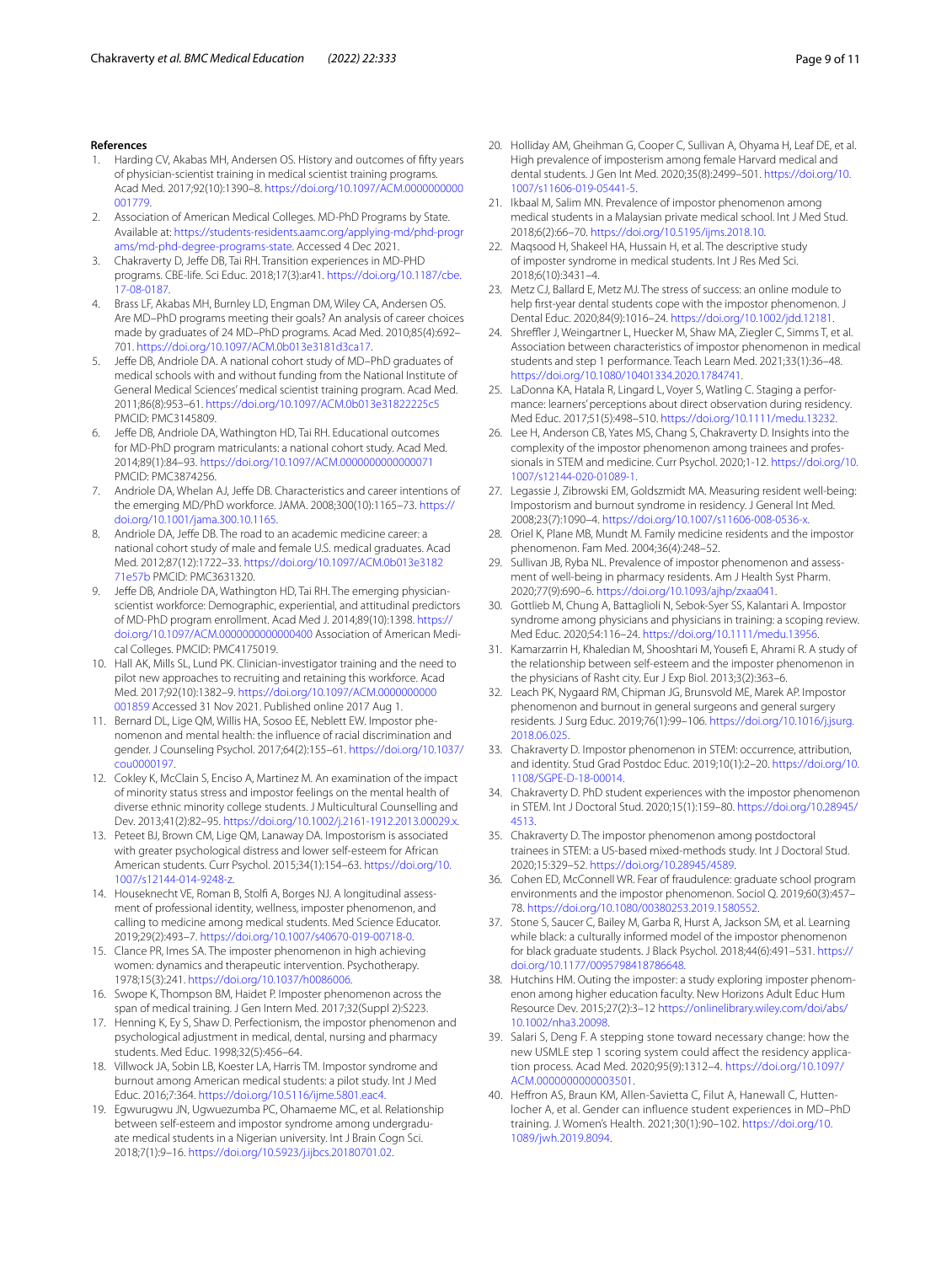## References

1. Harding CV, Akabas MH, Andersen OS. History and outcomes of fifty years of physician-scientist training in medical scientist training programs. Acad Med. 2017;92(10):1390–8. https://doi.org/10.1097/ACM.0000000000001779.
2. Association of American Medical Colleges. MD-PhD Programs by State. Available at: https://students-residents.aamc.org/applying-md/phd-programs/md-phd-degree-programs-state. Accessed 4 Dec 2021.
3. Chakraverty D, Jeffe DB, Tai RH. Transition experiences in MD-PHD programs. CBE-life. Sci Educ. 2018;17(3):ar41. https://doi.org/10.1187/cbe.17-08-0187.
4. Brass LF, Akabas MH, Burnley LD, Engman DM, Wiley CA, Andersen OS. Are MD–PhD programs meeting their goals? An analysis of career choices made by graduates of 24 MD–PhD programs. Acad Med. 2010;85(4):692–701. https://doi.org/10.1097/ACM.0b013e3181d3ca17.
5. Jeffe DB, Andriole DA. A national cohort study of MD–PhD graduates of medical schools with and without funding from the National Institute of General Medical Sciences' medical scientist training program. Acad Med. 2011;86(8):953–61. https://doi.org/10.1097/ACM.0b013e31822225c5 PMCID: PMC3145809.
6. Jeffe DB, Andriole DA, Wathington HD, Tai RH. Educational outcomes for MD-PhD program matriculants: a national cohort study. Acad Med. 2014;89(1):84–93. https://doi.org/10.1097/ACM.0000000000000071 PMCID: PMC3874256.
7. Andriole DA, Whelan AJ, Jeffe DB. Characteristics and career intentions of the emerging MD/PhD workforce. JAMA. 2008;300(10):1165–73. https://doi.org/10.1001/jama.300.10.1165.
8. Andriole DA, Jeffe DB. The road to an academic medicine career: a national cohort study of male and female U.S. medical graduates. Acad Med. 2012;87(12):1722–33. https://doi.org/10.1097/ACM.0b013e318271e57b PMCID: PMC3631320.
9. Jeffe DB, Andriole DA, Wathington HD, Tai RH. The emerging physician-scientist workforce: Demographic, experiential, and attitudinal predictors of MD-PhD program enrollment. Acad Med J. 2014;89(10):1398. https://doi.org/10.1097/ACM.0000000000000400 Association of American Medical Colleges. PMCID: PMC4175019.
10. Hall AK, Mills SL, Lund PK. Clinician-investigator training and the need to pilot new approaches to recruiting and retaining this workforce. Acad Med. 2017;92(10):1382–9. https://doi.org/10.1097/ACM.0000000000001859 Accessed 31 Nov 2021. Published online 2017 Aug 1.
11. Bernard DL, Lige QM, Willis HA, Sosoo EE, Neblett EW. Impostor phenomenon and mental health: the influence of racial discrimination and gender. J Counseling Psychol. 2017;64(2):155–61. https://doi.org/10.1037/cou0000197.
12. Cokley K, McClain S, Enciso A, Martinez M. An examination of the impact of minority status stress and impostor feelings on the mental health of diverse ethnic minority college students. J Multicultural Counselling and Dev. 2013;41(2):82–95. https://doi.org/10.1002/j.2161-1912.2013.00029.x.
13. Peteet BJ, Brown CM, Lige QM, Lanaway DA. Impostorism is associated with greater psychological distress and lower self-esteem for African American students. Curr Psychol. 2015;34(1):154–63. https://doi.org/10.1007/s12144-014-9248-z.
14. Houseknecht VE, Roman B, Stolfi A, Borges NJ. A longitudinal assessment of professional identity, wellness, imposter phenomenon, and calling to medicine among medical students. Med Science Educator. 2019;29(2):493–7. https://doi.org/10.1007/s40670-019-00718-0.
15. Clance PR, Imes SA. The imposter phenomenon in high achieving women: dynamics and therapeutic intervention. Psychotherapy. 1978;15(3):241. https://doi.org/10.1037/h0086006.
16. Swope K, Thompson BM, Haidet P. Imposter phenomenon across the span of medical training. J Gen Intern Med. 2017;32(Suppl 2):S223.
17. Henning K, Ey S, Shaw D. Perfectionism, the impostor phenomenon and psychological adjustment in medical, dental, nursing and pharmacy students. Med Educ. 1998;32(5):456–64.
18. Villwock JA, Sobin LB, Koester LA, Harris TM. Impostor syndrome and burnout among American medical students: a pilot study. Int J Med Educ. 2016;7:364. https://doi.org/10.5116/ijme.5801.eac4.
19. Egwurugwu JN, Ugwuezumba PC, Ohamaeme MC, et al. Relationship between self-esteem and impostor syndrome among undergraduate medical students in a Nigerian university. Int J Brain Cogn Sci. 2018;7(1):9–16. https://doi.org/10.5923/j.ijbcs.20180701.02.
20. Holliday AM, Gheihman G, Cooper C, Sullivan A, Ohyama H, Leaf DE, et al. High prevalence of imposterism among female Harvard medical and dental students. J Gen Int Med. 2020;35(8):2499–501. https://doi.org/10.1007/s11606-019-05441-5.
21. Ikbaal M, Salim MN. Prevalence of impostor phenomenon among medical students in a Malaysian private medical school. Int J Med Stud. 2018;6(2):66–70. https://doi.org/10.5195/ijms.2018.10.
22. Maqsood H, Shakeel HA, Hussain H, et al. The descriptive study of imposter syndrome in medical students. Int J Res Med Sci. 2018;6(10):3431–4.
23. Metz CJ, Ballard E, Metz MJ. The stress of success: an online module to help first-year dental students cope with the impostor phenomenon. J Dental Educ. 2020;84(9):1016–24. https://doi.org/10.1002/jdd.12181.
24. Shreffler J, Weingartner L, Huecker M, Shaw MA, Ziegler C, Simms T, et al. Association between characteristics of impostor phenomenon in medical students and step 1 performance. Teach Learn Med. 2021;33(1):36–48. https://doi.org/10.1080/10401334.2020.1784741.
25. LaDonna KA, Hatala R, Lingard L, Voyer S, Watling C. Staging a performance: learners' perceptions about direct observation during residency. Med Educ. 2017;51(5):498–510. https://doi.org/10.1111/medu.13232.
26. Lee H, Anderson CB, Yates MS, Chang S, Chakraverty D. Insights into the complexity of the impostor phenomenon among trainees and professionals in STEM and medicine. Curr Psychol. 2020;1-12. https://doi.org/10.1007/s12144-020-01089-1.
27. Legassie J, Zibrowski EM, Goldszmidt MA. Measuring resident well-being: Impostorism and burnout syndrome in residency. J General Int Med. 2008;23(7):1090–4. https://doi.org/10.1007/s11606-008-0536-x.
28. Oriel K, Plane MB, Mundt M. Family medicine residents and the impostor phenomenon. Fam Med. 2004;36(4):248–52.
29. Sullivan JB, Ryba NL. Prevalence of impostor phenomenon and assessment of well-being in pharmacy residents. Am J Health Syst Pharm. 2020;77(9):690–6. https://doi.org/10.1093/ajhp/zxaa041.
30. Gottlieb M, Chung A, Battaglioli N, Sebok-Syer SS, Kalantari A. Impostor syndrome among physicians and physicians in training: a scoping review. Med Educ. 2020;54:116–24. https://doi.org/10.1111/medu.13956.
31. Kamarzarrin H, Khaledian M, Shooshtari M, Yousefi E, Ahrami R. A study of the relationship between self-esteem and the imposter phenomenon in the physicians of Rasht city. Eur J Exp Biol. 2013;3(2):363–6.
32. Leach PK, Nygaard RM, Chipman JG, Brunsvold ME, Marek AP. Impostor phenomenon and burnout in general surgeons and general surgery residents. J Surg Educ. 2019;76(1):99–106. https://doi.org/10.1016/j.jsurg.2018.06.025.
33. Chakraverty D. Impostor phenomenon in STEM: occurrence, attribution, and identity. Stud Grad Postdoc Educ. 2019;10(1):2–20. https://doi.org/10.1108/SGPE-D-18-00014.
34. Chakraverty D. PhD student experiences with the impostor phenomenon in STEM. Int J Doctoral Stud. 2020;15(1):159–80. https://doi.org/10.28945/4513.
35. Chakraverty D. The impostor phenomenon among postdoctoral trainees in STEM: a US-based mixed-methods study. Int J Doctoral Stud. 2020;15:329–52. https://doi.org/10.28945/4589.
36. Cohen ED, McConnell WR. Fear of fraudulence: graduate school program environments and the impostor phenomenon. Sociol Q. 2019;60(3):457–78. https://doi.org/10.1080/00380253.2019.1580552.
37. Stone S, Saucer C, Bailey M, Garba R, Hurst A, Jackson SM, et al. Learning while black: a culturally informed model of the impostor phenomenon for black graduate students. J Black Psychol. 2018;44(6):491–531. https://doi.org/10.1177/0095798418786648.
38. Hutchins HM. Outing the imposter: a study exploring imposter phenomenon among higher education faculty. New Horizons Adult Educ Hum Resource Dev. 2015;27(2):3–12 https://onlinelibrary.wiley.com/doi/abs/10.1002/nha3.20098.
39. Salari S, Deng F. A stepping stone toward necessary change: how the new USMLE step 1 scoring system could affect the residency application process. Acad Med. 2020;95(9):1312–4. https://doi.org/10.1097/ACM.0000000000003501.
40. Heffron AS, Braun KM, Allen-Savietta C, Filut A, Hanewall C, Huttenlocher A, et al. Gender can influence student experiences in MD–PhD training. J. Women's Health. 2021;30(1):90–102. https://doi.org/10.1089/jwh.2019.8094.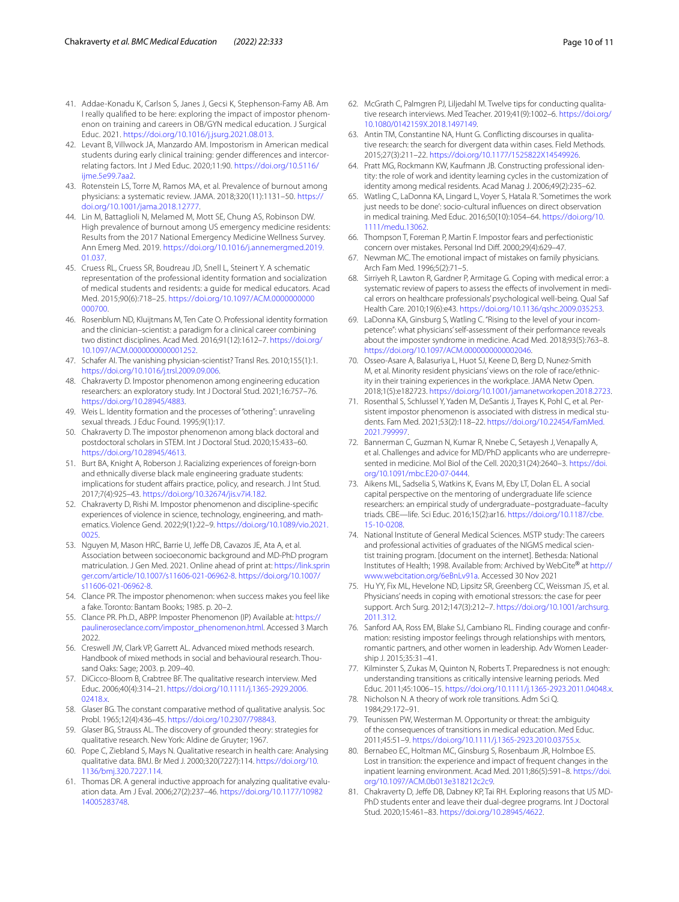41. Addae-Konadu K, Carlson S, Janes J, Gecsi K, Stephenson-Famy AB. Am I really qualified to be here: exploring the impact of impostor phenomenon on training and careers in OB/GYN medical education. J Surgical Educ. 2021. https://doi.org/10.1016/j.jsurg.2021.08.013.
42. Levant B, Villwock JA, Manzardo AM. Impostorism in American medical students during early clinical training: gender differences and intercorrelating factors. Int J Med Educ. 2020;11:90. https://doi.org/10.5116/ijme.5e99.7aa2.
43. Rotenstein LS, Torre M, Ramos MA, et al. Prevalence of burnout among physicians: a systematic review. JAMA. 2018;320(11):1131–50. https://doi.org/10.1001/jama.2018.12777.
44. Lin M, Battaglioli N, Melamed M, Mott SE, Chung AS, Robinson DW. High prevalence of burnout among US emergency medicine residents: Results from the 2017 National Emergency Medicine Wellness Survey. Ann Emerg Med. 2019. https://doi.org/10.1016/j.annemergmed.2019.01.037.
45. Cruess RL, Cruess SR, Boudreau JD, Snell L, Steinert Y. A schematic representation of the professional identity formation and socialization of medical students and residents: a guide for medical educators. Acad Med. 2015;90(6):718–25. https://doi.org/10.1097/ACM.0000000000000700.
46. Rosenblum ND, Kluijtmans M, Ten Cate O. Professional identity formation and the clinician–scientist: a paradigm for a clinical career combining two distinct disciplines. Acad Med. 2016;91(12):1612–7. https://doi.org/10.1097/ACM.0000000000001252.
47. Schafer AI. The vanishing physician-scientist? Transl Res. 2010;155(1):1. https://doi.org/10.1016/j.trsl.2009.09.006.
48. Chakraverty D. Impostor phenomenon among engineering education researchers: an exploratory study. Int J Doctoral Stud. 2021;16:757–76. https://doi.org/10.28945/4883.
49. Weis L. Identity formation and the processes of "othering": unraveling sexual threads. J Educ Found. 1995;9(1):17.
50. Chakraverty D. The impostor phenomenon among black doctoral and postdoctoral scholars in STEM. Int J Doctoral Stud. 2020;15:433–60. https://doi.org/10.28945/4613.
51. Burt BA, Knight A, Roberson J. Racializing experiences of foreign-born and ethnically diverse black male engineering graduate students: implications for student affairs practice, policy, and research. J Int Stud. 2017;7(4):925–43. https://doi.org/10.32674/jis.v7i4.182.
52. Chakraverty D, Rishi M. Impostor phenomenon and discipline-specific experiences of violence in science, technology, engineering, and mathematics. Violence Gend. 2022;9(1):22–9. https://doi.org/10.1089/vio.2021.0025.
53. Nguyen M, Mason HRC, Barrie U, Jeffe DB, Cavazos JE, Ata A, et al. Association between socioeconomic background and MD-PhD program matriculation. J Gen Med. 2021. Online ahead of print at: https://link.springer.com/article/10.1007/s11606-021-06962-8. https://doi.org/10.1007/s11606-021-06962-8.
54. Clance PR. The impostor phenomenon: when success makes you feel like a fake. Toronto: Bantam Books; 1985. p. 20–2.
55. Clance PR. Ph.D., ABPP. Imposter Phenomenon (IP) Available at: https://paulineroseclance.com/impostor_phenomenon.html. Accessed 3 March 2022.
56. Creswell JW, Clark VP, Garrett AL. Advanced mixed methods research. Handbook of mixed methods in social and behavioural research. Thousand Oaks: Sage; 2003. p. 209–40.
57. DiCicco-Bloom B, Crabtree BF. The qualitative research interview. Med Educ. 2006;40(4):314–21. https://doi.org/10.1111/j.1365-2929.2006.02418.x.
58. Glaser BG. The constant comparative method of qualitative analysis. Soc Probl. 1965;12(4):436–45. https://doi.org/10.2307/798843.
59. Glaser BG, Strauss AL. The discovery of grounded theory: strategies for qualitative research. New York: Aldine de Gruyter; 1967.
60. Pope C, Ziebland S, Mays N. Qualitative research in health care: Analysing qualitative data. BMJ. Br Med J. 2000;320(7227):114. https://doi.org/10.1136/bmj.320.7227.114.
61. Thomas DR. A general inductive approach for analyzing qualitative evaluation data. Am J Eval. 2006;27(2):237–46. https://doi.org/10.1177/1098214005283748.
62. McGrath C, Palmgren PJ, Liljedahl M. Twelve tips for conducting qualitative research interviews. Med Teacher. 2019;41(9):1002–6. https://doi.org/10.1080/0142159X.2018.1497149.
63. Antin TM, Constantine NA, Hunt G. Conflicting discourses in qualitative research: the search for divergent data within cases. Field Methods. 2015;27(3):211–22. https://doi.org/10.1177/1525822X14549926.
64. Pratt MG, Rockmann KW, Kaufmann JB. Constructing professional identity: the role of work and identity learning cycles in the customization of identity among medical residents. Acad Manag J. 2006;49(2):235–62.
65. Watling C, LaDonna KA, Lingard L, Voyer S, Hatala R. 'Sometimes the work just needs to be done': socio-cultural influences on direct observation in medical training. Med Educ. 2016;50(10):1054–64. https://doi.org/10.1111/medu.13062.
66. Thompson T, Foreman P, Martin F. Impostor fears and perfectionistic concern over mistakes. Personal Ind Diff. 2000;29(4):629–47.
67. Newman MC. The emotional impact of mistakes on family physicians. Arch Fam Med. 1996;5(2):71–5.
68. Sirriyeh R, Lawton R, Gardner P, Armitage G. Coping with medical error: a systematic review of papers to assess the effects of involvement in medical errors on healthcare professionals' psychological well-being. Qual Saf Health Care. 2010;19(6):e43. https://doi.org/10.1136/qshc.2009.035253.
69. LaDonna KA, Ginsburg S, Watling C. "Rising to the level of your incompetence": what physicians' self-assessment of their performance reveals about the imposter syndrome in medicine. Acad Med. 2018;93(5):763–8. https://doi.org/10.1097/ACM.0000000000002046.
70. Osseo-Asare A, Balasuriya L, Huot SJ, Keene D, Berg D, Nunez-Smith M, et al. Minority resident physicians' views on the role of race/ethnicity in their training experiences in the workplace. JAMA Netw Open. 2018;1(5):e182723. https://doi.org/10.1001/jamanetworkopen.2018.2723.
71. Rosenthal S, Schlussel Y, Yaden M, DeSantis J, Trayes K, Pohl C, et al. Persistent impostor phenomenon is associated with distress in medical students. Fam Med. 2021;53(2):118–22. https://doi.org/10.22454/FamMed.2021.799997.
72. Bannerman C, Guzman N, Kumar R, Nnebe C, Setayesh J, Venapally A, et al. Challenges and advice for MD/PhD applicants who are underrepresented in medicine. Mol Biol of the Cell. 2020;31(24):2640–3. https://doi.org/10.1091/mbc.E20-07-0444.
73. Aikens ML, Sadselia S, Watkins K, Evans M, Eby LT, Dolan EL. A social capital perspective on the mentoring of undergraduate life science researchers: an empirical study of undergraduate–postgraduate–faculty triads. CBE—life. Sci Educ. 2016;15(2):ar16. https://doi.org/10.1187/cbe.15-10-0208.
74. National Institute of General Medical Sciences. MSTP study: The careers and professional activities of graduates of the NIGMS medical scientist training program. [document on the internet]. Bethesda: National Institutes of Health; 1998. Available from: Archived by WebCite® at http://www.webcitation.org/6eBnLv91a. Accessed 30 Nov 2021
75. Hu YY, Fix ML, Hevelone ND, Lipsitz SR, Greenberg CC, Weissman JS, et al. Physicians' needs in coping with emotional stressors: the case for peer support. Arch Surg. 2012;147(3):212–7. https://doi.org/10.1001/archsurg.2011.312.
76. Sanford AA, Ross EM, Blake SJ, Cambiano RL. Finding courage and confirmation: resisting impostor feelings through relationships with mentors, romantic partners, and other women in leadership. Adv Women Leadership J. 2015;35:31–41.
77. Kilminster S, Zukas M, Quinton N, Roberts T. Preparedness is not enough: understanding transitions as critically intensive learning periods. Med Educ. 2011;45:1006–15. https://doi.org/10.1111/j.1365-2923.2011.04048.x.
78. Nicholson N. A theory of work role transitions. Adm Sci Q. 1984;29:172–91.
79. Teunissen PW, Westerman M. Opportunity or threat: the ambiguity of the consequences of transitions in medical education. Med Educ. 2011;45:51–9. https://doi.org/10.1111/j.1365-2923.2010.03755.x.
80. Bernabeo EC, Holtman MC, Ginsburg S, Rosenbaum JR, Holmboe ES. Lost in transition: the experience and impact of frequent changes in the inpatient learning environment. Acad Med. 2011;86(5):591–8. https://doi.org/10.1097/ACM.0b013e318212c2c9.
81. Chakraverty D, Jeffe DB, Dabney KP, Tai RH. Exploring reasons that US MD-PhD students enter and leave their dual-degree programs. Int J Doctoral Stud. 2020;15:461–83. https://doi.org/10.28945/4622.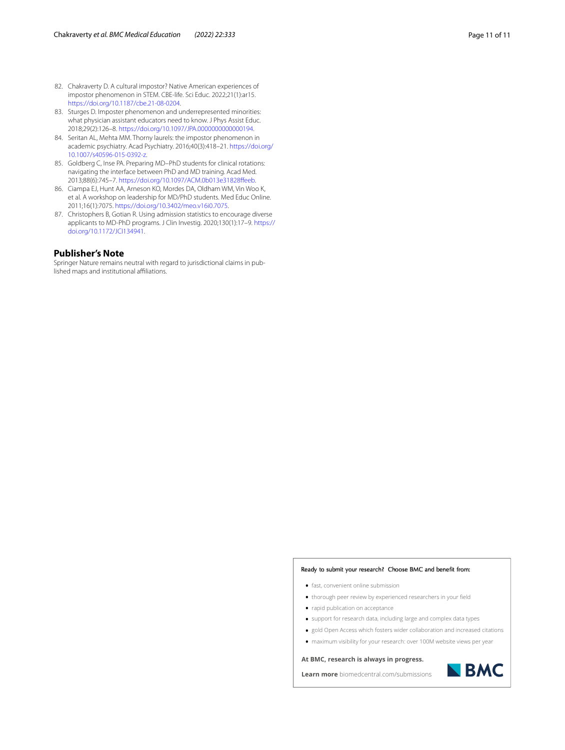82. Chakraverty D. A cultural impostor? Native American experiences of impostor phenomenon in STEM. CBE-life. Sci Educ. 2022;21(1):ar15. https://doi.org/10.1187/cbe.21-08-0204.
83. Sturges D. Imposter phenomenon and underrepresented minorities: what physician assistant educators need to know. J Phys Assist Educ. 2018;29(2):126–8. https://doi.org/10.1097/JPA.0000000000000194.
84. Seritan AL, Mehta MM. Thorny laurels: the impostor phenomenon in academic psychiatry. Acad Psychiatry. 2016;40(3):418–21. https://doi.org/10.1007/s40596-015-0392-z.
85. Goldberg C, Inse PA. Preparing MD–PhD students for clinical rotations: navigating the interface between PhD and MD training. Acad Med. 2013;88(6):745–7. https://doi.org/10.1097/ACM.0b013e31828ffeeb.
86. Ciampa EJ, Hunt AA, Arneson KO, Mordes DA, Oldham WM, Vin Woo K, et al. A workshop on leadership for MD/PhD students. Med Educ Online. 2011;16(1):7075. https://doi.org/10.3402/meo.v16i0.7075.
87. Christophers B, Gotian R. Using admission statistics to encourage diverse applicants to MD-PhD programs. J Clin Investig. 2020;130(1):17–9. https://doi.org/10.1172/JCI134941.

## Publisher's Note

Springer Nature remains neutral with regard to jurisdictional claims in published maps and institutional affiliations.

Ready to submit your research? Choose BMC and benefit from:

- fast, convenient online submission
- thorough peer review by experienced researchers in your field
- rapid publication on acceptance
- support for research data, including large and complex data types
- gold Open Access which fosters wider collaboration and increased citations
- maximum visibility for your research: over 100M website views per year

**At BMC, research is always in progress.**

**Learn more** biomedcentral.com/submissions

BMC